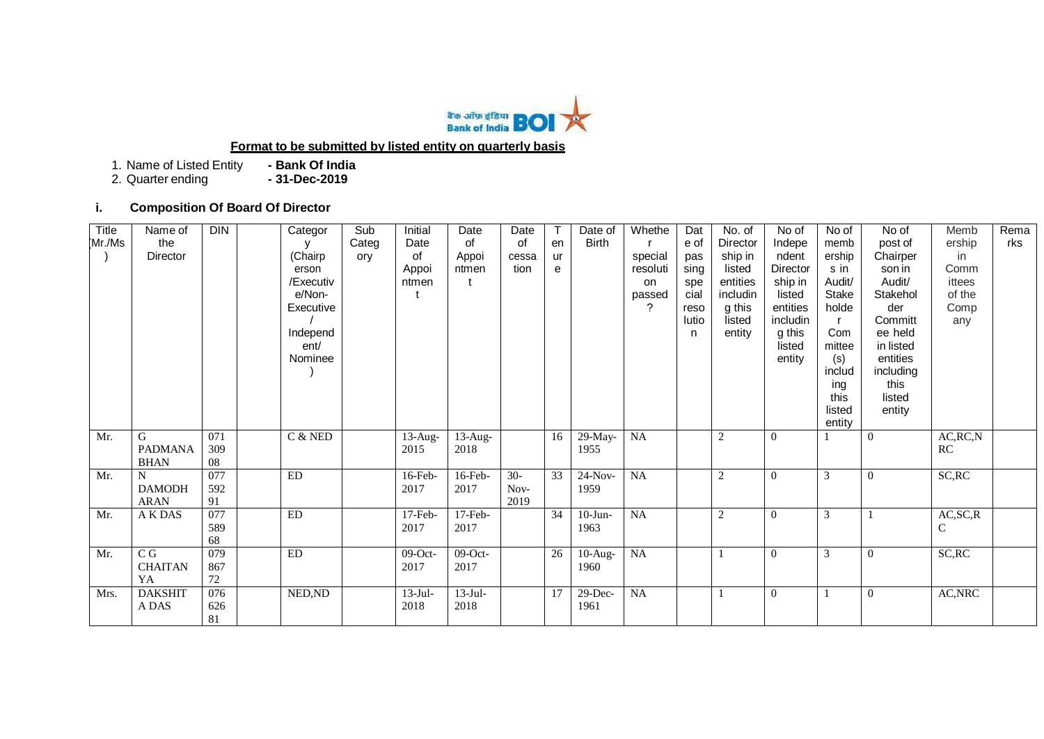**Format to be submitted by listed entity on quarterly basis**

1. Name of Listed Entity **- Bank Of India**
2. Quarter ending **- 31-Dec-2019**

### i. Composition Of Board Of Director

| Title (Mr./Ms) | Name of the Director | DIN | | Category (Chairperson /Executive/Non-Executive/ Independent/ Nominee) | Sub Category | Initial Date of Appointment | Date of Appointment | Date of cessation | Tenure | Date of Birth | Whether special resolution passed? | Date of passing special resolution | No. of Directorship in listed entities including this listed entity | No of Independent Directorship in listed entities including this listed entity | No of membership in Audit/ Stakeholder Committee(s) including this listed entity | No of post of Chairperson in Audit/ Stakeholder Committee held in listed entities including this listed entity | Membership in Committees of the Company | Remarks |
|---|---|---|---|---|---|---|---|---|---|---|---|---|---|---|---|---|---|---|
| Mr. | G PADMANABHAN | 07130908 | | C & NED | | 13-Aug-2015 | 13-Aug-2018 | | 16 | 29-May-1955 | NA | | 2 | 0 | 1 | 0 | AC,RC,NRC | |
| Mr. | N DAMODHARAN | 07759291 | | ED | | 16-Feb-2017 | 16-Feb-2017 | 30-Nov-2019 | 33 | 24-Nov-1959 | NA | | 2 | 0 | 3 | 0 | SC,RC | |
| Mr. | A K DAS | 07758968 | | ED | | 17-Feb-2017 | 17-Feb-2017 | | 34 | 10-Jun-1963 | NA | | 2 | 0 | 3 | 1 | AC,SC,RC | |
| Mr. | C G CHAITANYA | 07986772 | | ED | | 09-Oct-2017 | 09-Oct-2017 | | 26 | 10-Aug-1960 | NA | | 1 | 0 | 3 | 0 | SC,RC | |
| Mrs. | DAKSHITA DAS | 07662681 | | NED,ND | | 13-Jul-2018 | 13-Jul-2018 | | 17 | 29-Dec-1961 | NA | | 1 | 0 | 1 | 0 | AC,NRC | |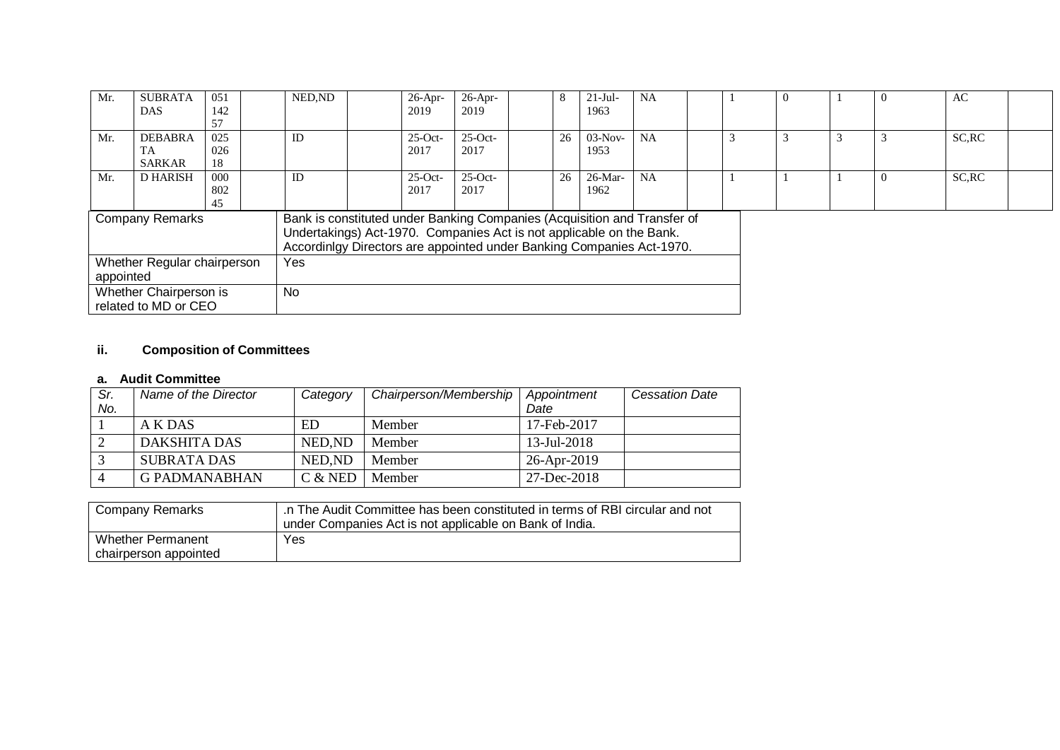| | | | | | | | | | | | | | | | | | | | |
|---|---|---|---|---|---|---|---|---|---|---|---|---|---|---|---|---|---|---|---|
| Mr. | SUBRATA DAS | 05114257 | | NED,ND | | 26-Apr-2019 | 26-Apr-2019 | | 8 | 21-Jul-1963 | NA | | 1 | 0 | 1 | 0 | AC | |
| Mr. | DEBABRATA SARKAR | 02502618 | | ID | | 25-Oct-2017 | 25-Oct-2017 | | 26 | 03-Nov-1953 | NA | | 3 | 3 | 3 | 3 | SC,RC | |
| Mr. | D HARISH | 00080245 | | ID | | 25-Oct-2017 | 25-Oct-2017 | | 26 | 26-Mar-1962 | NA | | 1 | 1 | 1 | 0 | SC,RC | |

| | |
|---|---|
| Company Remarks | Bank is constituted under Banking Companies (Acquisition and Transfer of Undertakings) Act-1970. Companies Act is not applicable on the Bank. Accordinlgy Directors are appointed under Banking Companies Act-1970. |
| Whether Regular chairperson appointed | Yes |
| Whether Chairperson is related to MD or CEO | No |

## ii. Composition of Committees

### a. Audit Committee

| *Sr. No.* | *Name of the Director* | *Category* | *Chairperson/Membership* | *Appointment Date* | *Cessation Date* |
|---|---|---|---|---|---|
| 1 | A K DAS | ED | Member | 17-Feb-2017 | |
| 2 | DAKSHITA DAS | NED,ND | Member | 13-Jul-2018 | |
| 3 | SUBRATA DAS | NED,ND | Member | 26-Apr-2019 | |
| 4 | G PADMANABHAN | C & NED | Member | 27-Dec-2018 | |

| | |
|---|---|
| Company Remarks | .n The Audit Committee has been constituted in terms of RBI circular and not under Companies Act is not applicable on Bank of India. |
| Whether Permanent chairperson appointed | Yes |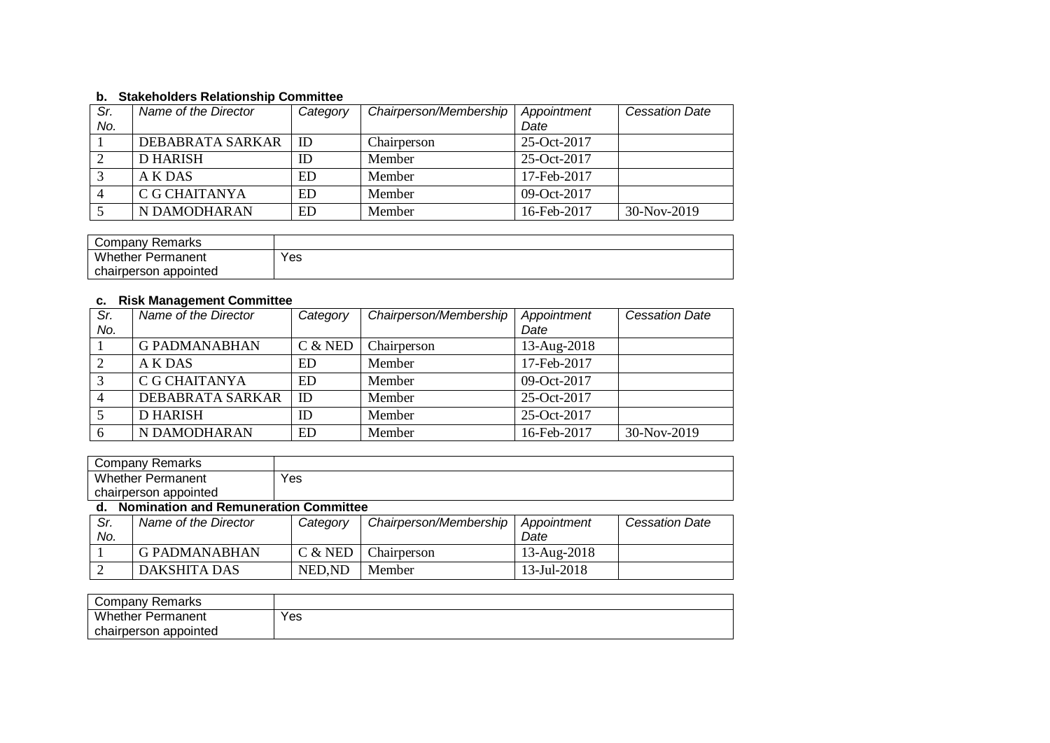### b. Stakeholders Relationship Committee

| Sr. No. | Name of the Director | Category | Chairperson/Membership | Appointment Date | Cessation Date |
|---|---|---|---|---|---|
| 1 | DEBABRATA SARKAR | ID | Chairperson | 25-Oct-2017 | |
| 2 | D HARISH | ID | Member | 25-Oct-2017 | |
| 3 | A K DAS | ED | Member | 17-Feb-2017 | |
| 4 | C G CHAITANYA | ED | Member | 09-Oct-2017 | |
| 5 | N DAMODHARAN | ED | Member | 16-Feb-2017 | 30-Nov-2019 |

| Company Remarks | |
|---|---|
| Whether Permanent chairperson appointed | Yes |

### c. Risk Management Committee

| Sr. No. | Name of the Director | Category | Chairperson/Membership | Appointment Date | Cessation Date |
|---|---|---|---|---|---|
| 1 | G PADMANABHAN | C & NED | Chairperson | 13-Aug-2018 | |
| 2 | A K DAS | ED | Member | 17-Feb-2017 | |
| 3 | C G CHAITANYA | ED | Member | 09-Oct-2017 | |
| 4 | DEBABRATA SARKAR | ID | Member | 25-Oct-2017 | |
| 5 | D HARISH | ID | Member | 25-Oct-2017 | |
| 6 | N DAMODHARAN | ED | Member | 16-Feb-2017 | 30-Nov-2019 |

| Company Remarks | |
|---|---|
| Whether Permanent chairperson appointed | Yes |

### d. Nomination and Remuneration Committee

| Sr. No. | Name of the Director | Category | Chairperson/Membership | Appointment Date | Cessation Date |
|---|---|---|---|---|---|
| 1 | G PADMANABHAN | C & NED | Chairperson | 13-Aug-2018 | |
| 2 | DAKSHITA DAS | NED,ND | Member | 13-Jul-2018 | |

| Company Remarks | |
|---|---|
| Whether Permanent chairperson appointed | Yes |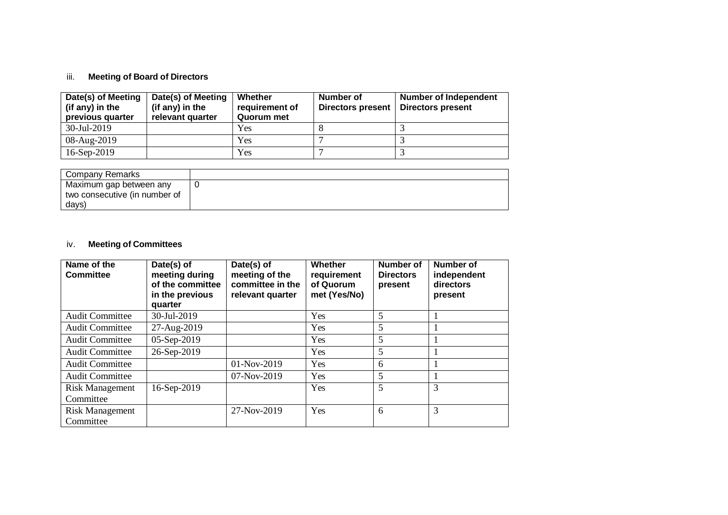iii. **Meeting of Board of Directors**

| Date(s) of Meeting (if any) in the previous quarter | Date(s) of Meeting (if any) in the relevant quarter | Whether requirement of Quorum met | Number of Directors present | Number of Independent Directors present |
|---|---|---|---|---|
| 30-Jul-2019 | | Yes | 8 | 3 |
| 08-Aug-2019 | | Yes | 7 | 3 |
| 16-Sep-2019 | | Yes | 7 | 3 |

| Company Remarks | |
|---|---|
| Maximum gap between any two consecutive (in number of days) | 0 |

iv. **Meeting of Committees**

| Name of the Committee | Date(s) of meeting during of the committee in the previous quarter | Date(s) of meeting of the committee in the relevant quarter | Whether requirement of Quorum met (Yes/No) | Number of Directors present | Number of independent directors present |
|---|---|---|---|---|---|
| Audit Committee | 30-Jul-2019 | | Yes | 5 | 1 |
| Audit Committee | 27-Aug-2019 | | Yes | 5 | 1 |
| Audit Committee | 05-Sep-2019 | | Yes | 5 | 1 |
| Audit Committee | 26-Sep-2019 | | Yes | 5 | 1 |
| Audit Committee | | 01-Nov-2019 | Yes | 6 | 1 |
| Audit Committee | | 07-Nov-2019 | Yes | 5 | 1 |
| Risk Management Committee | 16-Sep-2019 | | Yes | 5 | 3 |
| Risk Management Committee | | 27-Nov-2019 | Yes | 6 | 3 |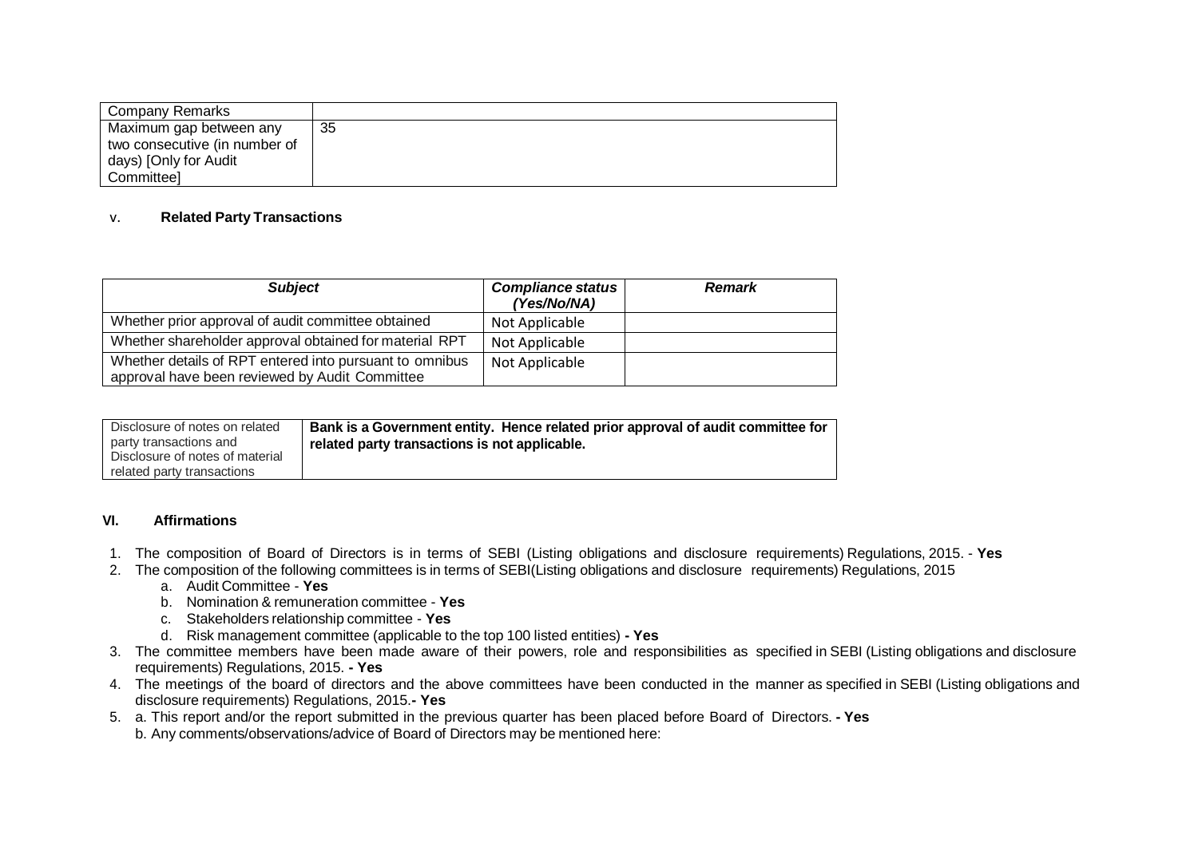| Company Remarks | |
|---|---|
| Maximum gap between any two consecutive (in number of days) [Only for Audit Committee] | 35 |

v. **Related Party Transactions**

| ***Subject*** | ***Compliance status (Yes/No/NA)*** | ***Remark*** |
|---|---|---|
| Whether prior approval of audit committee obtained | Not Applicable | |
| Whether shareholder approval obtained for material RPT | Not Applicable | |
| Whether details of RPT entered into pursuant to omnibus approval have been reviewed by Audit Committee | Not Applicable | |

| Disclosure of notes on related party transactions and Disclosure of notes of material related party transactions | **Bank is a Government entity. Hence related prior approval of audit committee for related party transactions is not applicable.** |
|---|---|

**VI. Affirmations**

1. The composition of Board of Directors is in terms of SEBI (Listing obligations and disclosure requirements) Regulations, 2015. - **Yes**
2. The composition of the following committees is in terms of SEBI(Listing obligations and disclosure requirements) Regulations, 2015
   a. Audit Committee - **Yes**
   b. Nomination & remuneration committee - **Yes**
   c. Stakeholders relationship committee - **Yes**
   d. Risk management committee (applicable to the top 100 listed entities) **- Yes**
3. The committee members have been made aware of their powers, role and responsibilities as specified in SEBI (Listing obligations and disclosure requirements) Regulations, 2015. **- Yes**
4. The meetings of the board of directors and the above committees have been conducted in the manner as specified in SEBI (Listing obligations and disclosure requirements) Regulations, 2015.**- Yes**
5. a. This report and/or the report submitted in the previous quarter has been placed before Board of Directors. **- Yes**
   b. Any comments/observations/advice of Board of Directors may be mentioned here: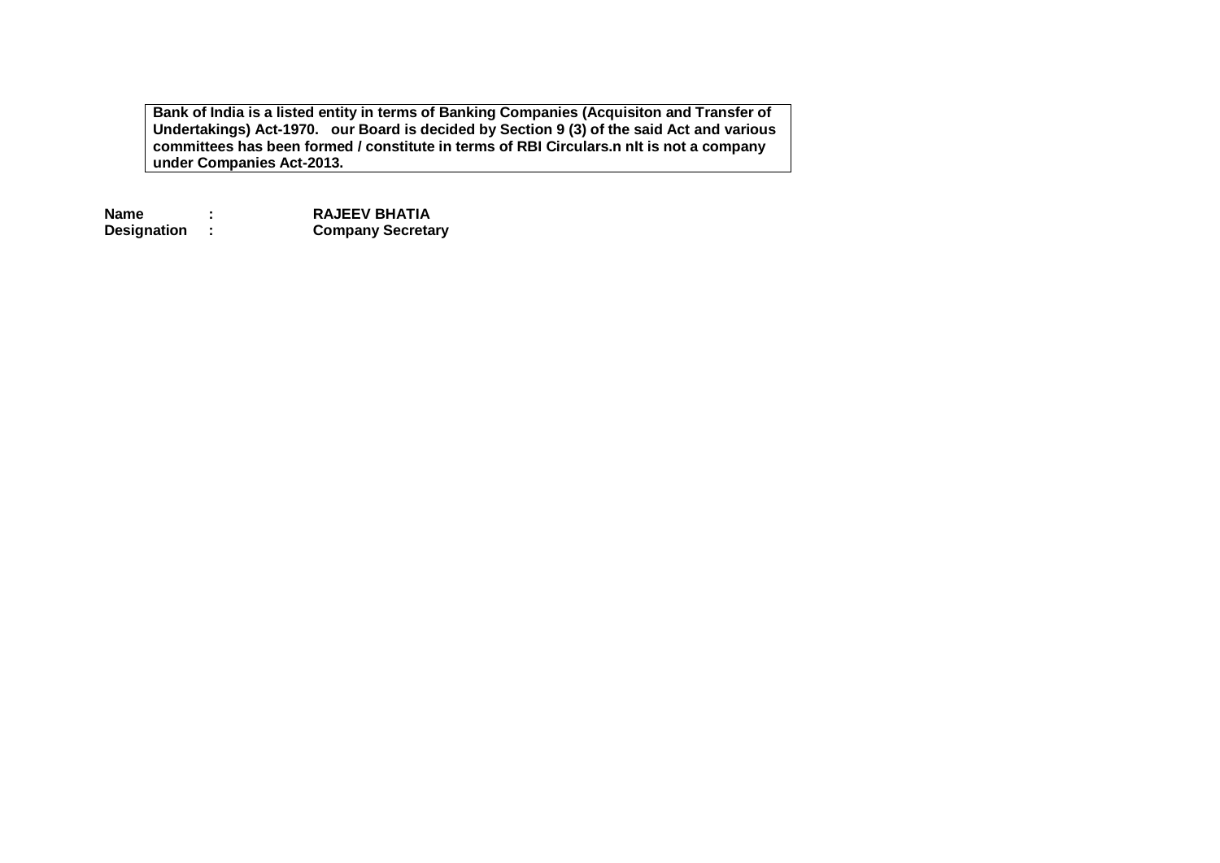**Bank of India is a listed entity in terms of Banking Companies (Acquisiton and Transfer of Undertakings) Act-1970. our Board is decided by Section 9 (3) of the said Act and various committees has been formed / constitute in terms of RBI Circulars.n nIt is not a company under Companies Act-2013.**

| | | |
|---|---|---|
| **Name** | **:** | **RAJEEV BHATIA** |
| **Designation** | **:** | **Company Secretary** |